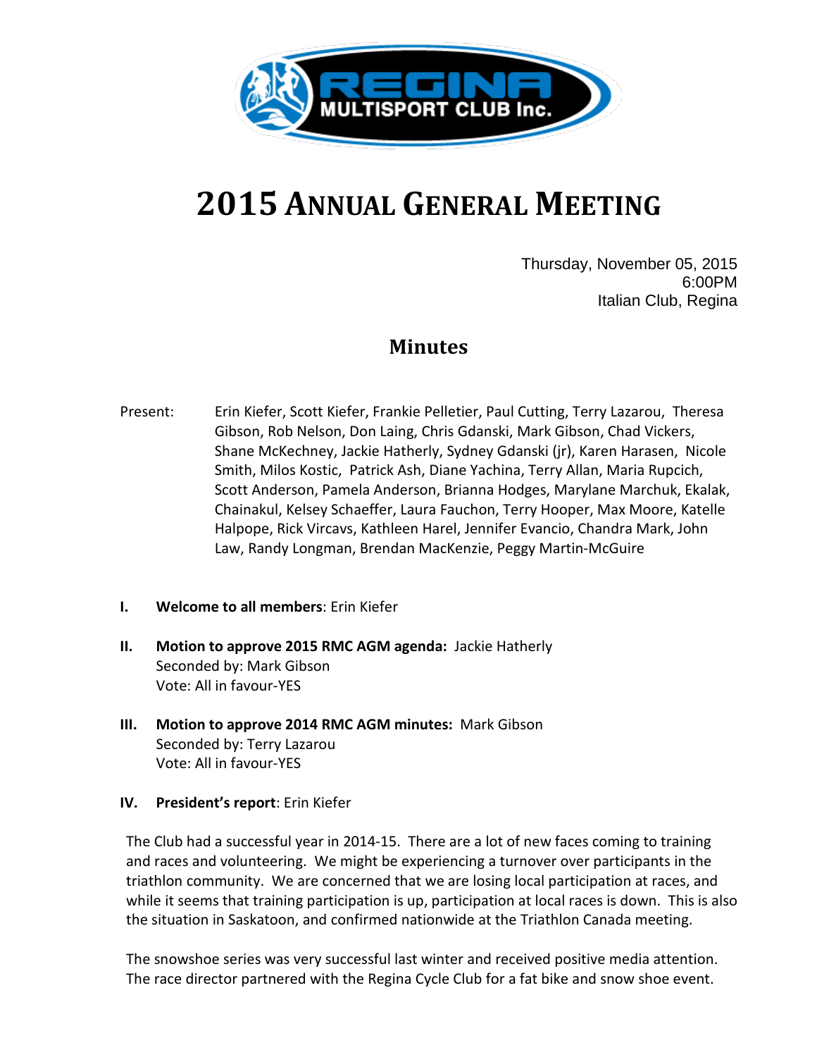REGINA MULTISPORT CLUB Inc.

# 2015 Annual General Meeting

Thursday, November 05, 2015
6:00PM
Italian Club, Regina

## Minutes

Present: Erin Kiefer, Scott Kiefer, Frankie Pelletier, Paul Cutting, Terry Lazarou, Theresa Gibson, Rob Nelson, Don Laing, Chris Gdanski, Mark Gibson, Chad Vickers, Shane McKechney, Jackie Hatherly, Sydney Gdanski (jr), Karen Harasen, Nicole Smith, Milos Kostic, Patrick Ash, Diane Yachina, Terry Allan, Maria Rupcich, Scott Anderson, Pamela Anderson, Brianna Hodges, Marylane Marchuk, Ekalak, Chainakul, Kelsey Schaeffer, Laura Fauchon, Terry Hooper, Max Moore, Katelle Halpope, Rick Vircavs, Kathleen Harel, Jennifer Evancio, Chandra Mark, John Law, Randy Longman, Brendan MacKenzie, Peggy Martin-McGuire

I. **Welcome to all members**: Erin Kiefer

II. **Motion to approve 2015 RMC AGM agenda:** Jackie Hatherly
Seconded by: Mark Gibson
Vote: All in favour-YES

III. **Motion to approve 2014 RMC AGM minutes:** Mark Gibson
Seconded by: Terry Lazarou
Vote: All in favour-YES

IV. **President's report**: Erin Kiefer

The Club had a successful year in 2014-15. There are a lot of new faces coming to training and races and volunteering. We might be experiencing a turnover over participants in the triathlon community. We are concerned that we are losing local participation at races, and while it seems that training participation is up, participation at local races is down. This is also the situation in Saskatoon, and confirmed nationwide at the Triathlon Canada meeting.

The snowshoe series was very successful last winter and received positive media attention. The race director partnered with the Regina Cycle Club for a fat bike and snow shoe event.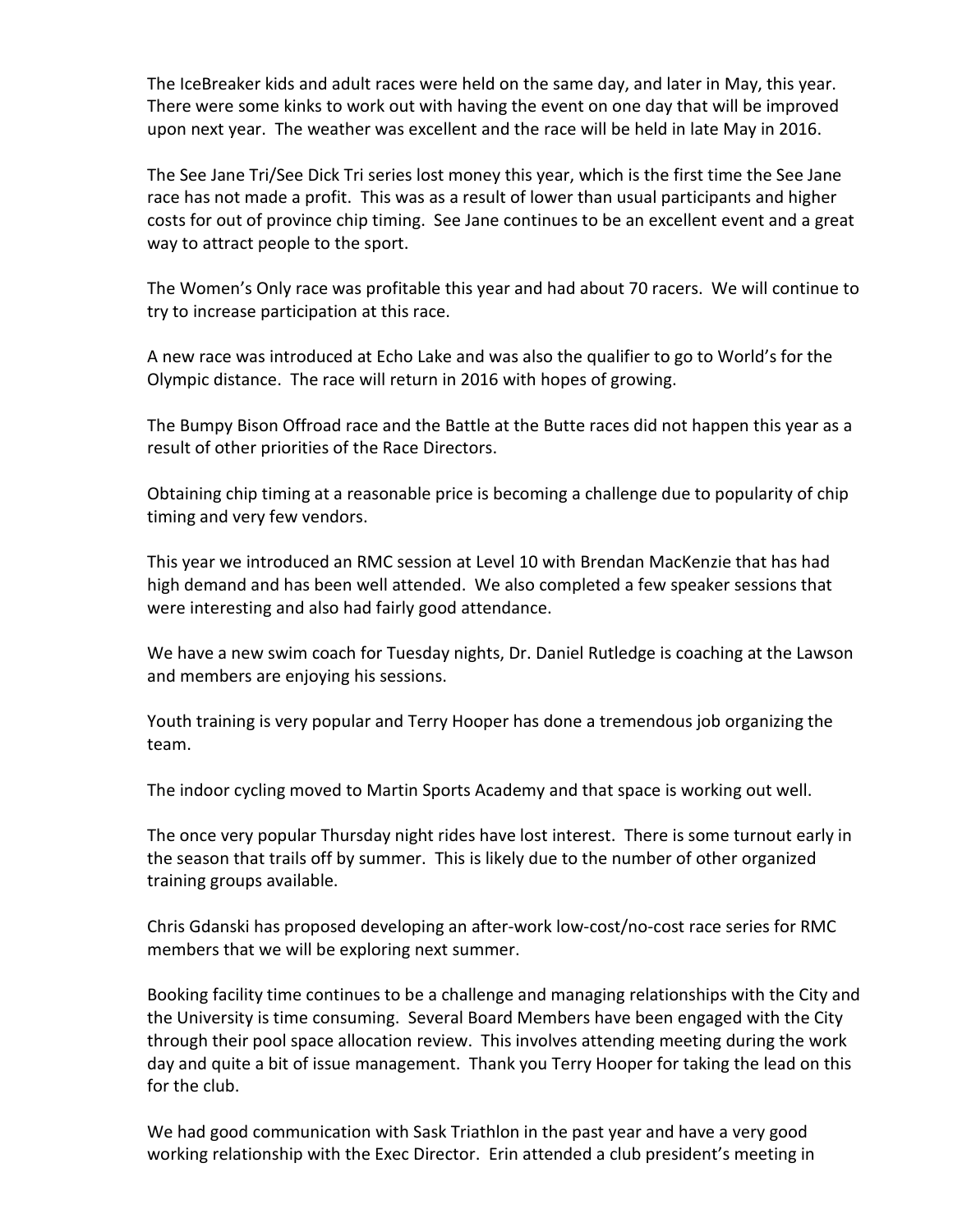The IceBreaker kids and adult races were held on the same day, and later in May, this year. There were some kinks to work out with having the event on one day that will be improved upon next year. The weather was excellent and the race will be held in late May in 2016.

The See Jane Tri/See Dick Tri series lost money this year, which is the first time the See Jane race has not made a profit. This was as a result of lower than usual participants and higher costs for out of province chip timing. See Jane continues to be an excellent event and a great way to attract people to the sport.

The Women's Only race was profitable this year and had about 70 racers. We will continue to try to increase participation at this race.

A new race was introduced at Echo Lake and was also the qualifier to go to World's for the Olympic distance. The race will return in 2016 with hopes of growing.

The Bumpy Bison Offroad race and the Battle at the Butte races did not happen this year as a result of other priorities of the Race Directors.

Obtaining chip timing at a reasonable price is becoming a challenge due to popularity of chip timing and very few vendors.

This year we introduced an RMC session at Level 10 with Brendan MacKenzie that has had high demand and has been well attended. We also completed a few speaker sessions that were interesting and also had fairly good attendance.

We have a new swim coach for Tuesday nights, Dr. Daniel Rutledge is coaching at the Lawson and members are enjoying his sessions.

Youth training is very popular and Terry Hooper has done a tremendous job organizing the team.

The indoor cycling moved to Martin Sports Academy and that space is working out well.

The once very popular Thursday night rides have lost interest. There is some turnout early in the season that trails off by summer. This is likely due to the number of other organized training groups available.

Chris Gdanski has proposed developing an after-work low-cost/no-cost race series for RMC members that we will be exploring next summer.

Booking facility time continues to be a challenge and managing relationships with the City and the University is time consuming. Several Board Members have been engaged with the City through their pool space allocation review. This involves attending meeting during the work day and quite a bit of issue management. Thank you Terry Hooper for taking the lead on this for the club.

We had good communication with Sask Triathlon in the past year and have a very good working relationship with the Exec Director. Erin attended a club president's meeting in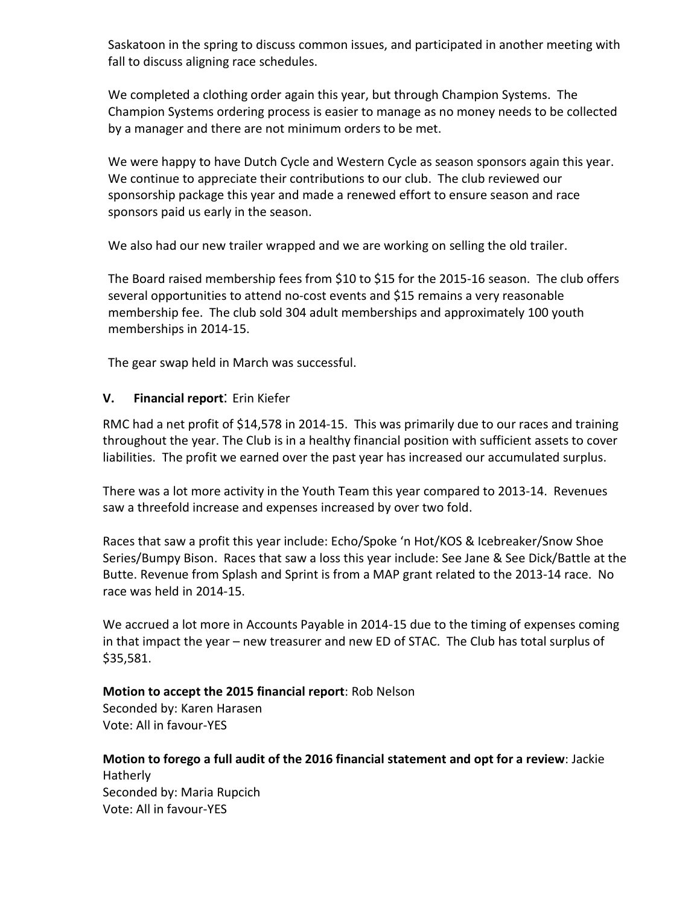Saskatoon in the spring to discuss common issues, and participated in another meeting with fall to discuss aligning race schedules.

We completed a clothing order again this year, but through Champion Systems. The Champion Systems ordering process is easier to manage as no money needs to be collected by a manager and there are not minimum orders to be met.

We were happy to have Dutch Cycle and Western Cycle as season sponsors again this year. We continue to appreciate their contributions to our club. The club reviewed our sponsorship package this year and made a renewed effort to ensure season and race sponsors paid us early in the season.

We also had our new trailer wrapped and we are working on selling the old trailer.

The Board raised membership fees from $10 to $15 for the 2015-16 season. The club offers several opportunities to attend no-cost events and $15 remains a very reasonable membership fee. The club sold 304 adult memberships and approximately 100 youth memberships in 2014-15.

The gear swap held in March was successful.

## V. **Financial report**: Erin Kiefer

RMC had a net profit of $14,578 in 2014-15. This was primarily due to our races and training throughout the year. The Club is in a healthy financial position with sufficient assets to cover liabilities. The profit we earned over the past year has increased our accumulated surplus.

There was a lot more activity in the Youth Team this year compared to 2013-14. Revenues saw a threefold increase and expenses increased by over two fold.

Races that saw a profit this year include: Echo/Spoke 'n Hot/KOS & Icebreaker/Snow Shoe Series/Bumpy Bison. Races that saw a loss this year include: See Jane & See Dick/Battle at the Butte. Revenue from Splash and Sprint is from a MAP grant related to the 2013-14 race. No race was held in 2014-15.

We accrued a lot more in Accounts Payable in 2014-15 due to the timing of expenses coming in that impact the year – new treasurer and new ED of STAC. The Club has total surplus of $35,581.

**Motion to accept the 2015 financial report**: Rob Nelson
Seconded by: Karen Harasen
Vote: All in favour-YES

**Motion to forego a full audit of the 2016 financial statement and opt for a review**: Jackie Hatherly
Seconded by: Maria Rupcich
Vote: All in favour-YES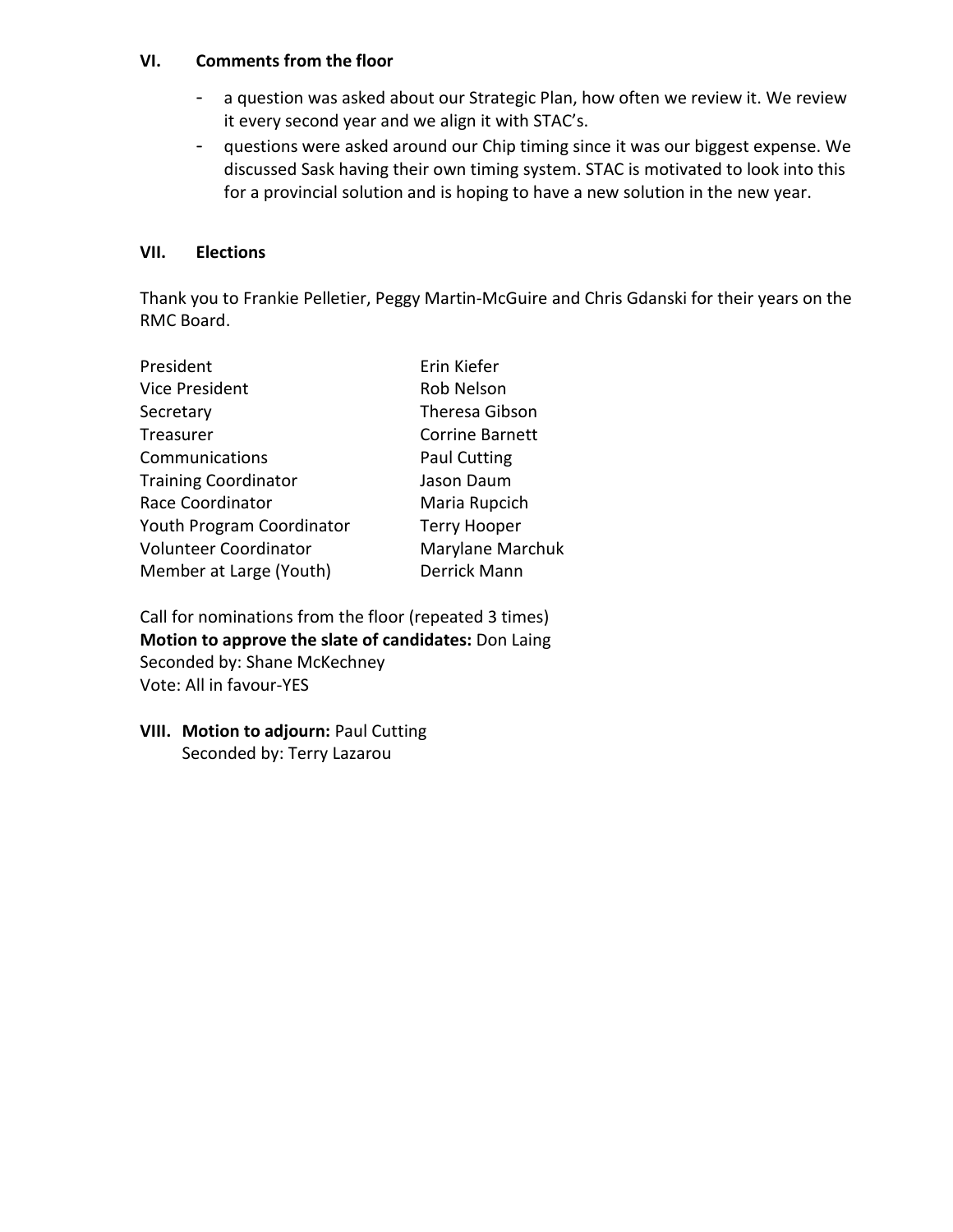## VI. Comments from the floor

- a question was asked about our Strategic Plan, how often we review it. We review it every second year and we align it with STAC's.
- questions were asked around our Chip timing since it was our biggest expense. We discussed Sask having their own timing system. STAC is motivated to look into this for a provincial solution and is hoping to have a new solution in the new year.

## VII. Elections

Thank you to Frankie Pelletier, Peggy Martin-McGuire and Chris Gdanski for their years on the RMC Board.

| | |
|---|---|
| President | Erin Kiefer |
| Vice President | Rob Nelson |
| Secretary | Theresa Gibson |
| Treasurer | Corrine Barnett |
| Communications | Paul Cutting |
| Training Coordinator | Jason Daum |
| Race Coordinator | Maria Rupcich |
| Youth Program Coordinator | Terry Hooper |
| Volunteer Coordinator | Marylane Marchuk |
| Member at Large (Youth) | Derrick Mann |

Call for nominations from the floor (repeated 3 times)
**Motion to approve the slate of candidates:** Don Laing
Seconded by: Shane McKechney
Vote: All in favour-YES

## VIII. Motion to adjourn: Paul Cutting

Seconded by: Terry Lazarou